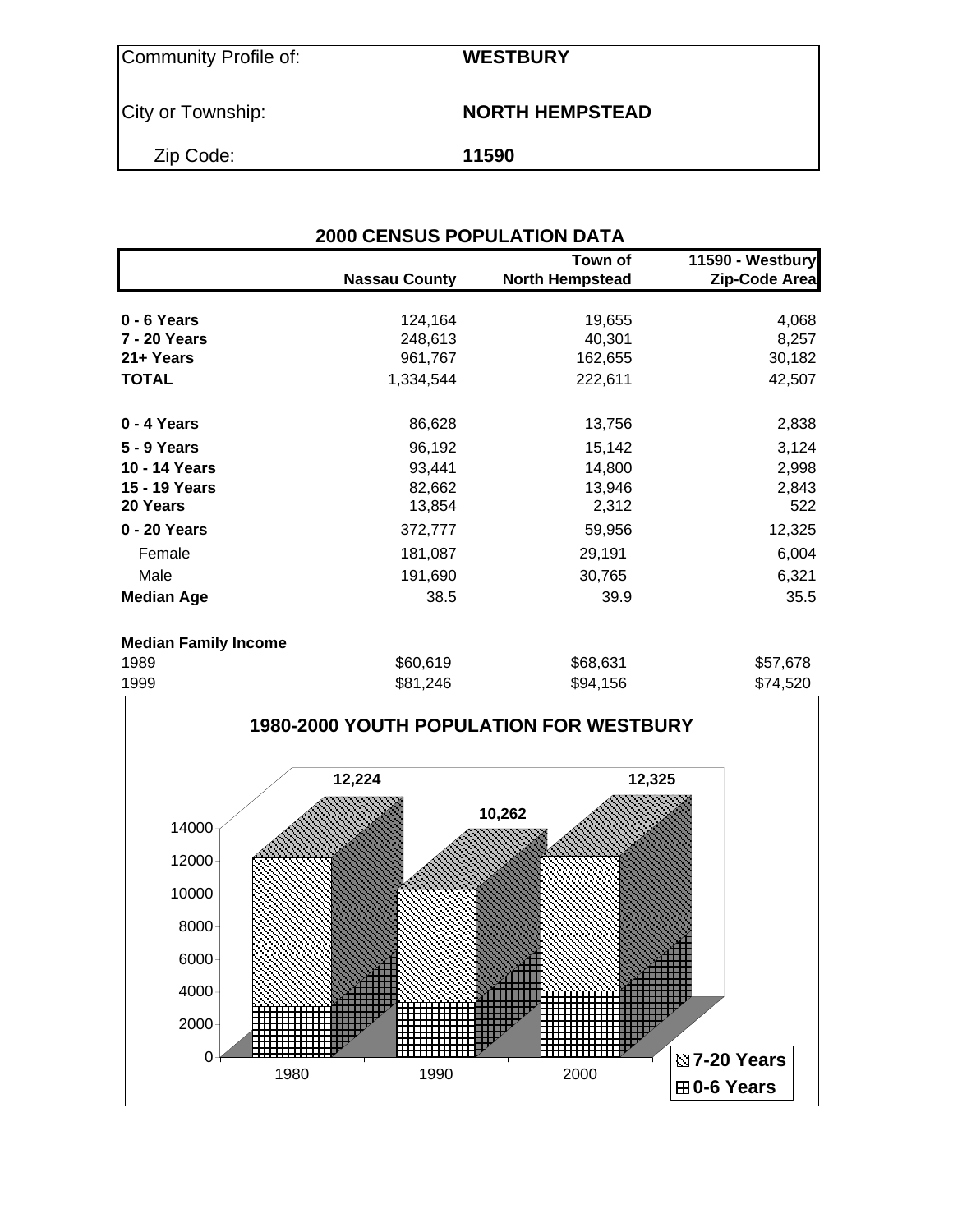| Community Profile of: | **WESTBURY** |
|---|---|
| City or Township: | **NORTH HEMPSTEAD** |
| Zip Code: | **11590** |

## 2000 CENSUS POPULATION DATA

| | **Nassau County** | **Town of North Hempstead** | **11590 - Westbury Zip-Code Area** |
|---|---|---|---|
| **0 - 6 Years** | 124,164 | 19,655 | 4,068 |
| **7 - 20 Years** | 248,613 | 40,301 | 8,257 |
| **21+ Years** | 961,767 | 162,655 | 30,182 |
| **TOTAL** | 1,334,544 | 222,611 | 42,507 |
| | | | |
| **0 - 4 Years** | 86,628 | 13,756 | 2,838 |
| **5 - 9 Years** | 96,192 | 15,142 | 3,124 |
| **10 - 14 Years** | 93,441 | 14,800 | 2,998 |
| **15 - 19 Years** | 82,662 | 13,946 | 2,843 |
| **20 Years** | 13,854 | 2,312 | 522 |
| **0 - 20 Years** | 372,777 | 59,956 | 12,325 |
| Female | 181,087 | 29,191 | 6,004 |
| Male | 191,690 | 30,765 | 6,321 |
| **Median Age** | 38.5 | 39.9 | 35.5 |
| | | | |
| **Median Family Income** | | | |
| 1989 | $60,619 | $68,631 | $57,678 |
| 1999 | $81,246 | $94,156 | $74,520 |

### 1980-2000 YOUTH POPULATION FOR WESTBURY

| Year | Total (0-20 Years) |
|---|---|
| 1980 | 12,224 |
| 1990 | 10,262 |
| 2000 | 12,325 |

Legend: 7-20 Years; 0-6 Years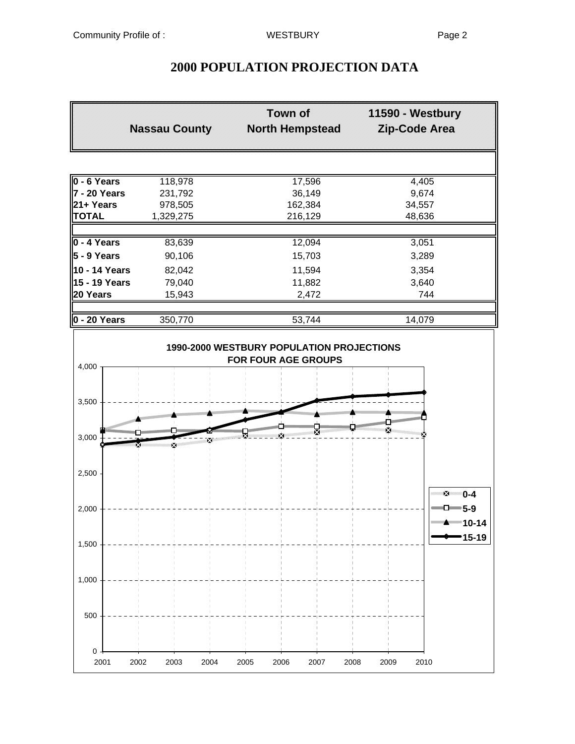# 2000 POPULATION PROJECTION DATA

| | Nassau County | Town of North Hempstead | 11590 - Westbury Zip-Code Area |
|---|---|---|---|
| **0 - 6 Years** | 118,978 | 17,596 | 4,405 |
| **7 - 20 Years** | 231,792 | 36,149 | 9,674 |
| **21+ Years** | 978,505 | 162,384 | 34,557 |
| **TOTAL** | 1,329,275 | 216,129 | 48,636 |
| | | | |
| **0 - 4 Years** | 83,639 | 12,094 | 3,051 |
| **5 - 9 Years** | 90,106 | 15,703 | 3,289 |
| **10 - 14 Years** | 82,042 | 11,594 | 3,354 |
| **15 - 19 Years** | 79,040 | 11,882 | 3,640 |
| **20 Years** | 15,943 | 2,472 | 744 |
| | | | |
| **0 - 20 Years** | 350,770 | 53,744 | 14,079 |

**1990-2000 WESTBURY POPULATION PROJECTIONS FOR FOUR AGE GROUPS**

Legend: 0-4, 5-9, 10-14, 15-19

Y-axis: 0 to 4,000 (increments of 500). X-axis: 2001, 2002, 2003, 2004, 2005, 2006, 2007, 2008, 2009, 2010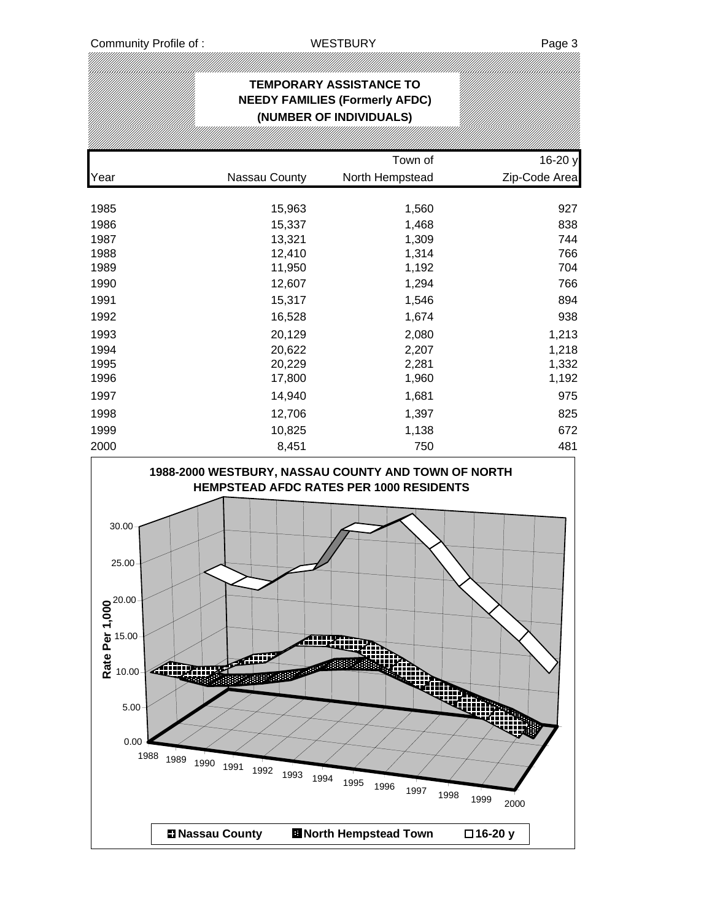## TEMPORARY ASSISTANCE TO NEEDY FAMILIES (Formerly AFDC) (NUMBER OF INDIVIDUALS)

| Year | Nassau County | Town of North Hempstead | 16-20 y Zip-Code Area |
|---|---|---|---|
| 1985 | 15,963 | 1,560 | 927 |
| 1986 | 15,337 | 1,468 | 838 |
| 1987 | 13,321 | 1,309 | 744 |
| 1988 | 12,410 | 1,314 | 766 |
| 1989 | 11,950 | 1,192 | 704 |
| 1990 | 12,607 | 1,294 | 766 |
| 1991 | 15,317 | 1,546 | 894 |
| 1992 | 16,528 | 1,674 | 938 |
| 1993 | 20,129 | 2,080 | 1,213 |
| 1994 | 20,622 | 2,207 | 1,218 |
| 1995 | 20,229 | 2,281 | 1,332 |
| 1996 | 17,800 | 1,960 | 1,192 |
| 1997 | 14,940 | 1,681 | 975 |
| 1998 | 12,706 | 1,397 | 825 |
| 1999 | 10,825 | 1,138 | 672 |
| 2000 | 8,451 | 750 | 481 |

**1988-2000 WESTBURY, NASSAU COUNTY AND TOWN OF NORTH HEMPSTEAD AFDC RATES PER 1000 RESIDENTS**

Rate Per 1,000 (0.00–30.00), years 1988–2000

Legend: Nassau County, North Hempstead Town, 16-20 y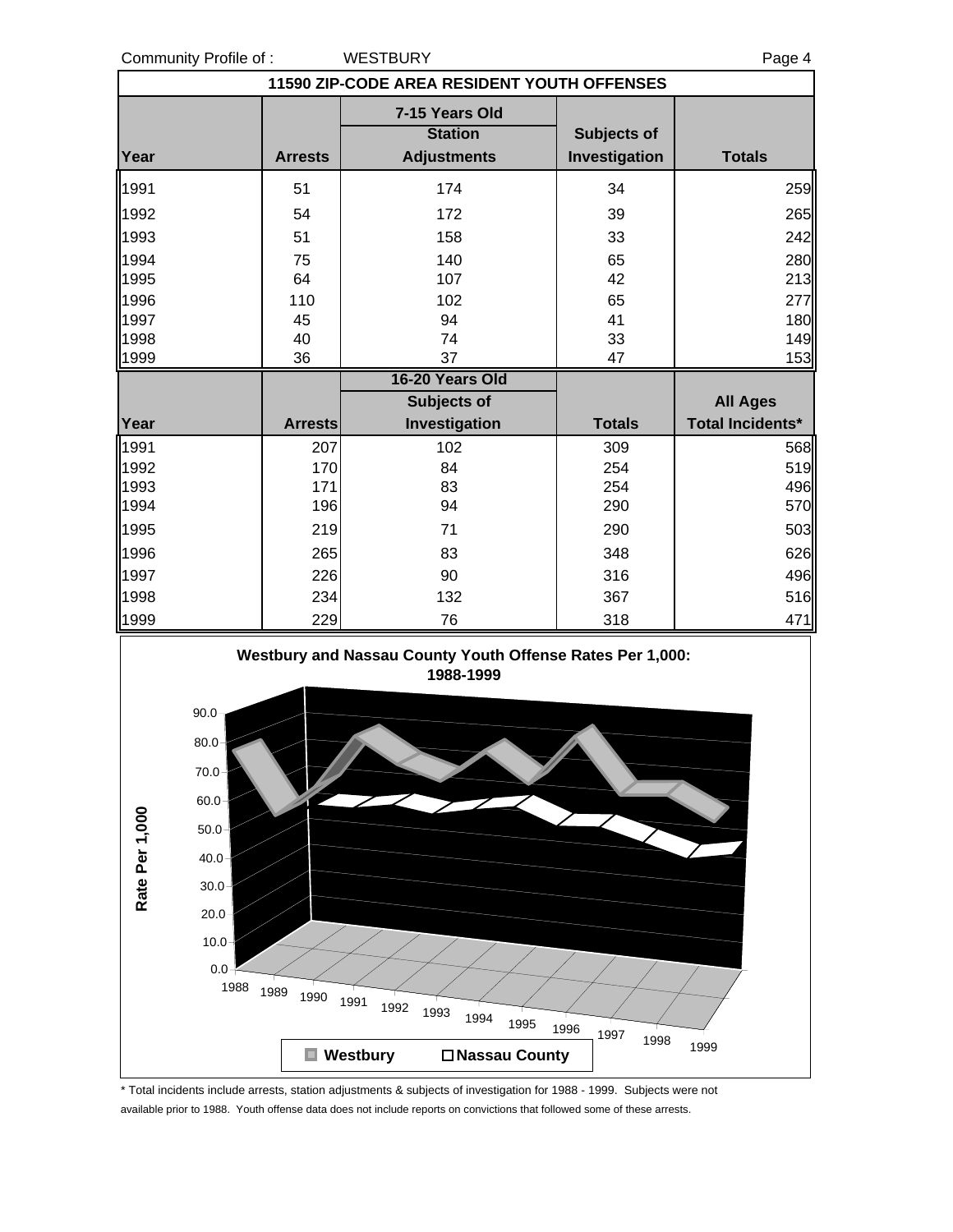Community Profile of : WESTBURY

## 11590 ZIP-CODE AREA RESIDENT YOUTH OFFENSES

| | 7-15 Years Old | | | |
|---|---|---|---|---|
| Year | Arrests | Station Adjustments | Subjects of Investigation | Totals |
| 1991 | 51 | 174 | 34 | 259 |
| 1992 | 54 | 172 | 39 | 265 |
| 1993 | 51 | 158 | 33 | 242 |
| 1994 | 75 | 140 | 65 | 280 |
| 1995 | 64 | 107 | 42 | 213 |
| 1996 | 110 | 102 | 65 | 277 |
| 1997 | 45 | 94 | 41 | 180 |
| 1998 | 40 | 74 | 33 | 149 |
| 1999 | 36 | 37 | 47 | 153 |

| | 16-20 Years Old | | | |
|---|---|---|---|---|
| Year | Arrests | Subjects of Investigation | Totals | All Ages Total Incidents* |
| 1991 | 207 | 102 | 309 | 568 |
| 1992 | 170 | 84 | 254 | 519 |
| 1993 | 171 | 83 | 254 | 496 |
| 1994 | 196 | 94 | 290 | 570 |
| 1995 | 219 | 71 | 290 | 503 |
| 1996 | 265 | 83 | 348 | 626 |
| 1997 | 226 | 90 | 316 | 496 |
| 1998 | 234 | 132 | 367 | 516 |
| 1999 | 229 | 76 | 318 | 471 |

**Westbury and Nassau County Youth Offense Rates Per 1,000: 1988-1999**

\* Total incidents include arrests, station adjustments & subjects of investigation for 1988 - 1999. Subjects were not available prior to 1988. Youth offense data does not include reports on convictions that followed some of these arrests.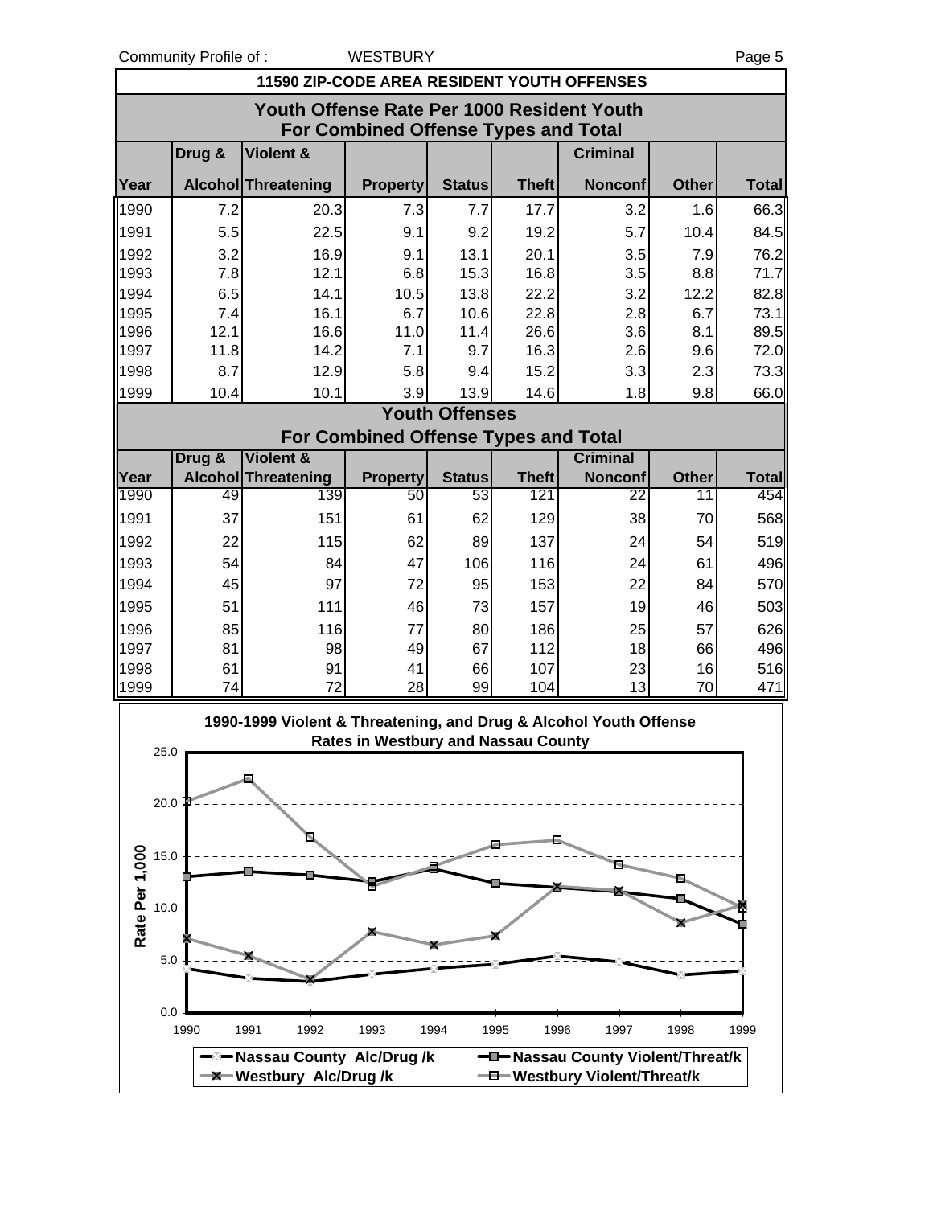## 11590 ZIP-CODE AREA RESIDENT YOUTH OFFENSES

### Youth Offense Rate Per 1000 Resident Youth For Combined Offense Types and Total

| Year | Drug & Alcohol | Violent & Threatening | Property | Status | Theft | Criminal Nonconf | Other | Total |
|---|---|---|---|---|---|---|---|---|
| 1990 | 7.2 | 20.3 | 7.3 | 7.7 | 17.7 | 3.2 | 1.6 | 66.3 |
| 1991 | 5.5 | 22.5 | 9.1 | 9.2 | 19.2 | 5.7 | 10.4 | 84.5 |
| 1992 | 3.2 | 16.9 | 9.1 | 13.1 | 20.1 | 3.5 | 7.9 | 76.2 |
| 1993 | 7.8 | 12.1 | 6.8 | 15.3 | 16.8 | 3.5 | 8.8 | 71.7 |
| 1994 | 6.5 | 14.1 | 10.5 | 13.8 | 22.2 | 3.2 | 12.2 | 82.8 |
| 1995 | 7.4 | 16.1 | 6.7 | 10.6 | 22.8 | 2.8 | 6.7 | 73.1 |
| 1996 | 12.1 | 16.6 | 11.0 | 11.4 | 26.6 | 3.6 | 8.1 | 89.5 |
| 1997 | 11.8 | 14.2 | 7.1 | 9.7 | 16.3 | 2.6 | 9.6 | 72.0 |
| 1998 | 8.7 | 12.9 | 5.8 | 9.4 | 15.2 | 3.3 | 2.3 | 73.3 |
| 1999 | 10.4 | 10.1 | 3.9 | 13.9 | 14.6 | 1.8 | 9.8 | 66.0 |

### Youth Offenses For Combined Offense Types and Total

| Year | Drug & Alcohol | Violent & Threatening | Property | Status | Theft | Criminal Nonconf | Other | Total |
|---|---|---|---|---|---|---|---|---|
| 1990 | 49 | 139 | 50 | 53 | 121 | 22 | 11 | 454 |
| 1991 | 37 | 151 | 61 | 62 | 129 | 38 | 70 | 568 |
| 1992 | 22 | 115 | 62 | 89 | 137 | 24 | 54 | 519 |
| 1993 | 54 | 84 | 47 | 106 | 116 | 24 | 61 | 496 |
| 1994 | 45 | 97 | 72 | 95 | 153 | 22 | 84 | 570 |
| 1995 | 51 | 111 | 46 | 73 | 157 | 19 | 46 | 503 |
| 1996 | 85 | 116 | 77 | 80 | 186 | 25 | 57 | 626 |
| 1997 | 81 | 98 | 49 | 67 | 112 | 18 | 66 | 496 |
| 1998 | 61 | 91 | 41 | 66 | 107 | 23 | 16 | 516 |
| 1999 | 74 | 72 | 28 | 99 | 104 | 13 | 70 | 471 |

**1990-1999 Violent & Threatening, and Drug & Alcohol Youth Offense Rates in Westbury and Nassau County**

Rate Per 1,000

Legend: Nassau County Alc/Drug /k; Nassau County Violent/Threat/k; Westbury Alc/Drug /k; Westbury Violent/Threat/k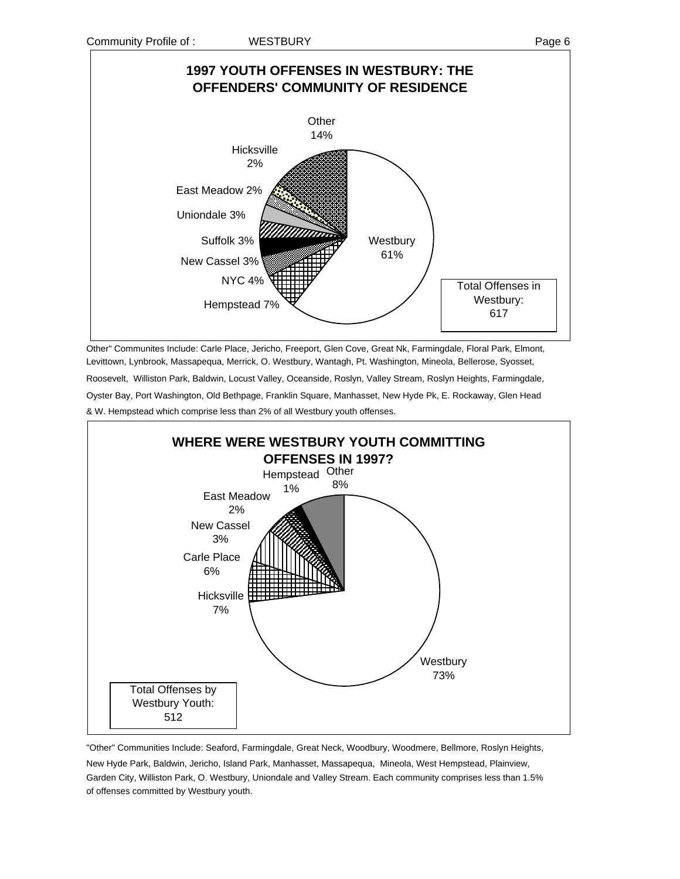## 1997 YOUTH OFFENSES IN WESTBURY: THE OFFENDERS' COMMUNITY OF RESIDENCE

| Community | Percent |
|---|---|
| Westbury | 61% |
| Hempstead | 7% |
| NYC | 4% |
| New Cassel | 3% |
| Suffolk | 3% |
| Uniondale | 3% |
| East Meadow | 2% |
| Hicksville | 2% |
| Other | 14% |

Total Offenses in Westbury: 617

Other" Communites Include: Carle Place, Jericho, Freeport, Glen Cove, Great Nk, Farmingdale, Floral Park, Elmont, Levittown, Lynbrook, Massapequa, Merrick, O. Westbury, Wantagh, Pt. Washington, Mineola, Bellerose, Syosset, Roosevelt, Williston Park, Baldwin, Locust Valley, Oceanside, Roslyn, Valley Stream, Roslyn Heights, Farmingdale, Oyster Bay, Port Washington, Old Bethpage, Franklin Square, Manhasset, New Hyde Pk, E. Rockaway, Glen Head & W. Hempstead which comprise less than 2% of all Westbury youth offenses.

## WHERE WERE WESTBURY YOUTH COMMITTING OFFENSES IN 1997?

| Community | Percent |
|---|---|
| Westbury | 73% |
| Hicksville | 7% |
| Carle Place | 6% |
| New Cassel | 3% |
| East Meadow | 2% |
| Hempstead | 1% |
| Other | 8% |

Total Offenses by Westbury Youth: 512

"Other" Communities Include: Seaford, Farmingdale, Great Neck, Woodbury, Woodmere, Bellmore, Roslyn Heights, New Hyde Park, Baldwin, Jericho, Island Park, Manhasset, Massapequa, Mineola, West Hempstead, Plainview, Garden City, Williston Park, O. Westbury, Uniondale and Valley Stream. Each community comprises less than 1.5% of offenses committed by Westbury youth.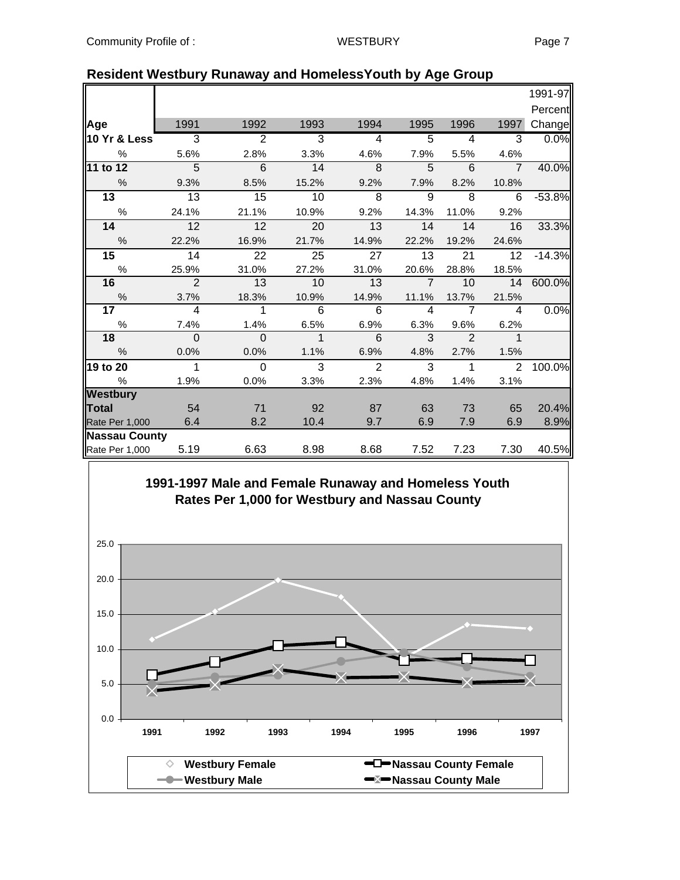## Resident Westbury Runaway and HomelessYouth by Age Group

| Age | 1991 | 1992 | 1993 | 1994 | 1995 | 1996 | 1997 | 1991-97 Percent Change |
|---|---|---|---|---|---|---|---|---|
| **10 Yr & Less** | 3 | 2 | 3 | 4 | 5 | 4 | 3 | 0.0% |
| % | 5.6% | 2.8% | 3.3% | 4.6% | 7.9% | 5.5% | 4.6% | |
| **11 to 12** | 5 | 6 | 14 | 8 | 5 | 6 | 7 | 40.0% |
| % | 9.3% | 8.5% | 15.2% | 9.2% | 7.9% | 8.2% | 10.8% | |
| **13** | 13 | 15 | 10 | 8 | 9 | 8 | 6 | -53.8% |
| % | 24.1% | 21.1% | 10.9% | 9.2% | 14.3% | 11.0% | 9.2% | |
| **14** | 12 | 12 | 20 | 13 | 14 | 14 | 16 | 33.3% |
| % | 22.2% | 16.9% | 21.7% | 14.9% | 22.2% | 19.2% | 24.6% | |
| **15** | 14 | 22 | 25 | 27 | 13 | 21 | 12 | -14.3% |
| % | 25.9% | 31.0% | 27.2% | 31.0% | 20.6% | 28.8% | 18.5% | |
| **16** | 2 | 13 | 10 | 13 | 7 | 10 | 14 | 600.0% |
| % | 3.7% | 18.3% | 10.9% | 14.9% | 11.1% | 13.7% | 21.5% | |
| **17** | 4 | 1 | 6 | 6 | 4 | 7 | 4 | 0.0% |
| % | 7.4% | 1.4% | 6.5% | 6.9% | 6.3% | 9.6% | 6.2% | |
| **18** | 0 | 0 | 1 | 6 | 3 | 2 | 1 | |
| % | 0.0% | 0.0% | 1.1% | 6.9% | 4.8% | 2.7% | 1.5% | |
| **19 to 20** | 1 | 0 | 3 | 2 | 3 | 1 | 2 | 100.0% |
| % | 1.9% | 0.0% | 3.3% | 2.3% | 4.8% | 1.4% | 3.1% | |
| **Westbury** | | | | | | | | |
| **Total** | 54 | 71 | 92 | 87 | 63 | 73 | 65 | 20.4% |
| Rate Per 1,000 | 6.4 | 8.2 | 10.4 | 9.7 | 6.9 | 7.9 | 6.9 | 8.9% |
| **Nassau County** | | | | | | | | |
| Rate Per 1,000 | 5.19 | 6.63 | 8.98 | 8.68 | 7.52 | 7.23 | 7.30 | 40.5% |

**1991-1997 Male and Female Runaway and Homeless Youth Rates Per 1,000 for Westbury and Nassau County**

Legend: Westbury Female, Westbury Male, Nassau County Female, Nassau County Male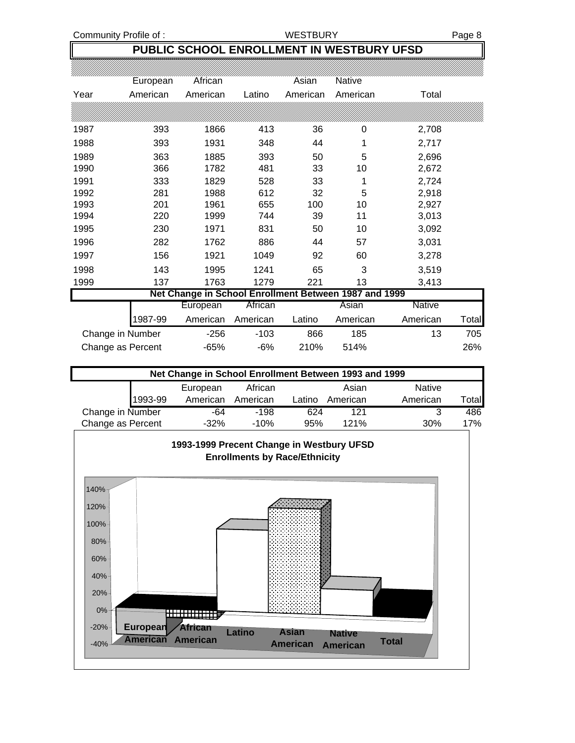# PUBLIC SCHOOL ENROLLMENT IN WESTBURY UFSD

| Year | European American | African American | Latino | Asian American | Native American | Total |
|---|---|---|---|---|---|---|
| 1987 | 393 | 1866 | 413 | 36 | 0 | 2,708 |
| 1988 | 393 | 1931 | 348 | 44 | 1 | 2,717 |
| 1989 | 363 | 1885 | 393 | 50 | 5 | 2,696 |
| 1990 | 366 | 1782 | 481 | 33 | 10 | 2,672 |
| 1991 | 333 | 1829 | 528 | 33 | 1 | 2,724 |
| 1992 | 281 | 1988 | 612 | 32 | 5 | 2,918 |
| 1993 | 201 | 1961 | 655 | 100 | 10 | 2,927 |
| 1994 | 220 | 1999 | 744 | 39 | 11 | 3,013 |
| 1995 | 230 | 1971 | 831 | 50 | 10 | 3,092 |
| 1996 | 282 | 1762 | 886 | 44 | 57 | 3,031 |
| 1997 | 156 | 1921 | 1049 | 92 | 60 | 3,278 |
| 1998 | 143 | 1995 | 1241 | 65 | 3 | 3,519 |
| 1999 | 137 | 1763 | 1279 | 221 | 13 | 3,413 |

## Net Change in School Enrollment Between 1987 and 1999

| 1987-99 | European American | African American | Latino | Asian American | Native American | Total |
|---|---|---|---|---|---|---|
| Change in Number | -256 | -103 | 866 | 185 | 13 | 705 |
| Change as Percent | -65% | -6% | 210% | 514% | | 26% |

## Net Change in School Enrollment Between 1993 and 1999

| 1993-99 | European American | African American | Latino | Asian American | Native American | Total |
|---|---|---|---|---|---|---|
| Change in Number | -64 | -198 | 624 | 121 | 3 | 486 |
| Change as Percent | -32% | -10% | 95% | 121% | 30% | 17% |

**1993-1999 Precent Change in Westbury UFSD Enrollments by Race/Ethnicity**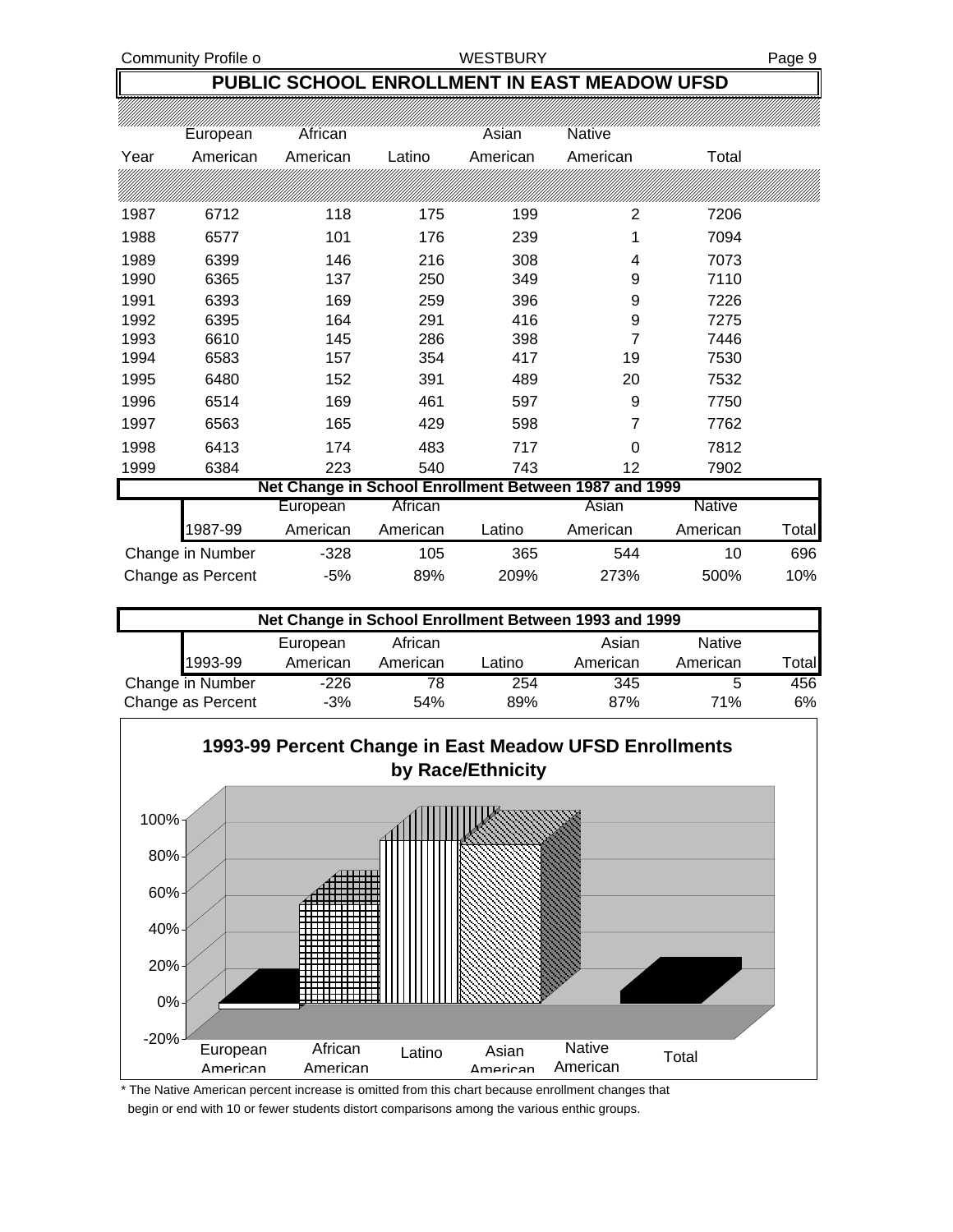# PUBLIC SCHOOL ENROLLMENT IN EAST MEADOW UFSD

| Year | European American | African American | Latino | Asian American | Native American | Total |
|---|---|---|---|---|---|---|
| 1987 | 6712 | 118 | 175 | 199 | 2 | 7206 |
| 1988 | 6577 | 101 | 176 | 239 | 1 | 7094 |
| 1989 | 6399 | 146 | 216 | 308 | 4 | 7073 |
| 1990 | 6365 | 137 | 250 | 349 | 9 | 7110 |
| 1991 | 6393 | 169 | 259 | 396 | 9 | 7226 |
| 1992 | 6395 | 164 | 291 | 416 | 9 | 7275 |
| 1993 | 6610 | 145 | 286 | 398 | 7 | 7446 |
| 1994 | 6583 | 157 | 354 | 417 | 19 | 7530 |
| 1995 | 6480 | 152 | 391 | 489 | 20 | 7532 |
| 1996 | 6514 | 169 | 461 | 597 | 9 | 7750 |
| 1997 | 6563 | 165 | 429 | 598 | 7 | 7762 |
| 1998 | 6413 | 174 | 483 | 717 | 0 | 7812 |
| 1999 | 6384 | 223 | 540 | 743 | 12 | 7902 |

## Net Change in School Enrollment Between 1987 and 1999

| 1987-99 | European American | African American | Latino | Asian American | Native American | Total |
|---|---|---|---|---|---|---|
| Change in Number | -328 | 105 | 365 | 544 | 10 | 696 |
| Change as Percent | -5% | 89% | 209% | 273% | 500% | 10% |

## Net Change in School Enrollment Between 1993 and 1999

| 1993-99 | European American | African American | Latino | Asian American | Native American | Total |
|---|---|---|---|---|---|---|
| Change in Number | -226 | 78 | 254 | 345 | 5 | 456 |
| Change as Percent | -3% | 54% | 89% | 87% | 71% | 6% |

**1993-99 Percent Change in East Meadow UFSD Enrollments by Race/Ethnicity**

\* The Native American percent increase is omitted from this chart because enrollment changes that begin or end with 10 or fewer students distort comparisons among the various enthic groups.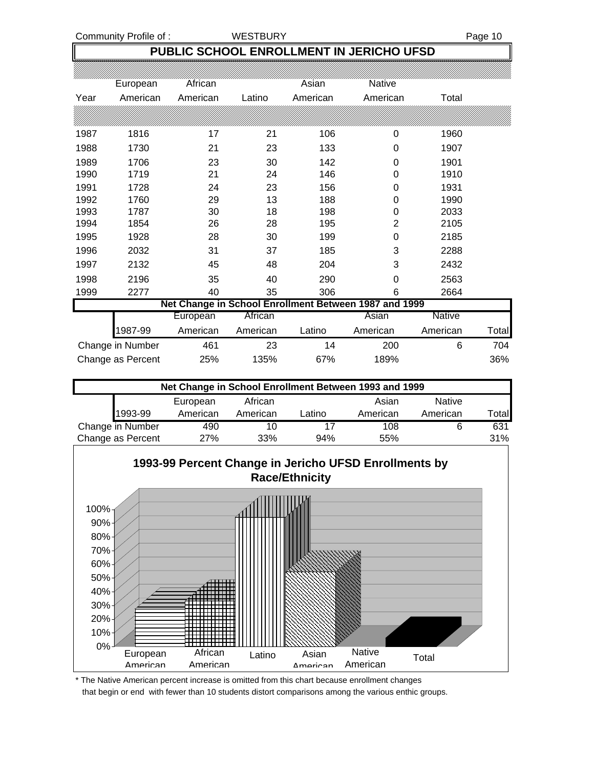## PUBLIC SCHOOL ENROLLMENT IN JERICHO UFSD

| Year | European American | African American | Latino | Asian American | Native American | Total |
|---|---|---|---|---|---|---|
| 1987 | 1816 | 17 | 21 | 106 | 0 | 1960 |
| 1988 | 1730 | 21 | 23 | 133 | 0 | 1907 |
| 1989 | 1706 | 23 | 30 | 142 | 0 | 1901 |
| 1990 | 1719 | 21 | 24 | 146 | 0 | 1910 |
| 1991 | 1728 | 24 | 23 | 156 | 0 | 1931 |
| 1992 | 1760 | 29 | 13 | 188 | 0 | 1990 |
| 1993 | 1787 | 30 | 18 | 198 | 0 | 2033 |
| 1994 | 1854 | 26 | 28 | 195 | 2 | 2105 |
| 1995 | 1928 | 28 | 30 | 199 | 0 | 2185 |
| 1996 | 2032 | 31 | 37 | 185 | 3 | 2288 |
| 1997 | 2132 | 45 | 48 | 204 | 3 | 2432 |
| 1998 | 2196 | 35 | 40 | 290 | 0 | 2563 |
| 1999 | 2277 | 40 | 35 | 306 | 6 | 2664 |

### Net Change in School Enrollment Between 1987 and 1999

| 1987-99 | European American | African American | Latino | Asian American | Native American | Total |
|---|---|---|---|---|---|---|
| Change in Number | 461 | 23 | 14 | 200 | 6 | 704 |
| Change as Percent | 25% | 135% | 67% | 189% | | 36% |

### Net Change in School Enrollment Between 1993 and 1999

| 1993-99 | European American | African American | Latino | Asian American | Native American | Total |
|---|---|---|---|---|---|---|
| Change in Number | 490 | 10 | 17 | 108 | 6 | 631 |
| Change as Percent | 27% | 33% | 94% | 55% | | 31% |

### 1993-99 Percent Change in Jericho UFSD Enrollments by Race/Ethnicity

\* The Native American percent increase is omitted from this chart because enrollment changes that begin or end with fewer than 10 students distort comparisons among the various enthic groups.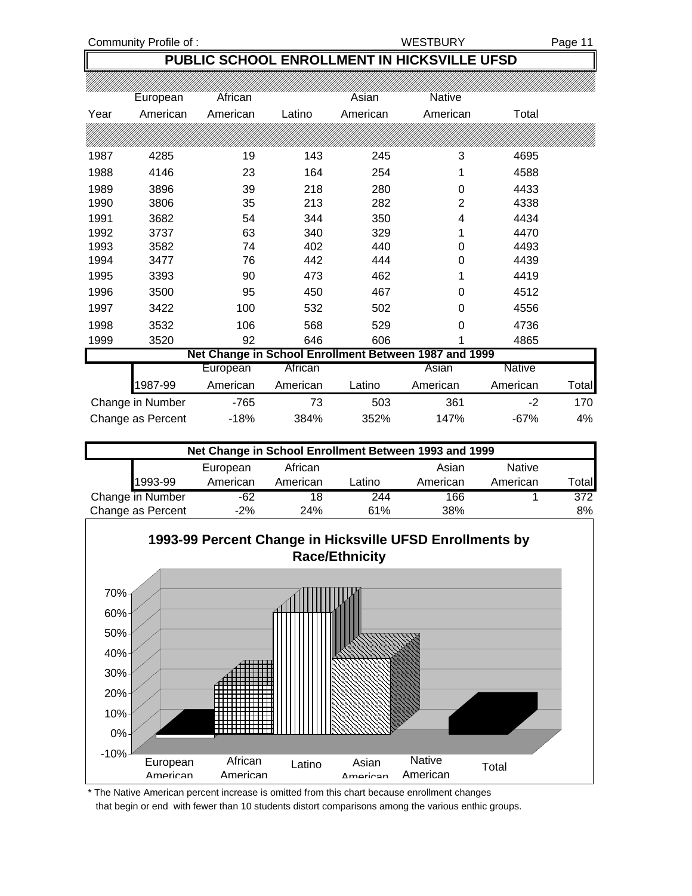## PUBLIC SCHOOL ENROLLMENT IN HICKSVILLE UFSD

| Year | European American | African American | Latino | Asian American | Native American | Total |
|---|---|---|---|---|---|---|
| 1987 | 4285 | 19 | 143 | 245 | 3 | 4695 |
| 1988 | 4146 | 23 | 164 | 254 | 1 | 4588 |
| 1989 | 3896 | 39 | 218 | 280 | 0 | 4433 |
| 1990 | 3806 | 35 | 213 | 282 | 2 | 4338 |
| 1991 | 3682 | 54 | 344 | 350 | 4 | 4434 |
| 1992 | 3737 | 63 | 340 | 329 | 1 | 4470 |
| 1993 | 3582 | 74 | 402 | 440 | 0 | 4493 |
| 1994 | 3477 | 76 | 442 | 444 | 0 | 4439 |
| 1995 | 3393 | 90 | 473 | 462 | 1 | 4419 |
| 1996 | 3500 | 95 | 450 | 467 | 0 | 4512 |
| 1997 | 3422 | 100 | 532 | 502 | 0 | 4556 |
| 1998 | 3532 | 106 | 568 | 529 | 0 | 4736 |
| 1999 | 3520 | 92 | 646 | 606 | 1 | 4865 |

### Net Change in School Enrollment Between 1987 and 1999

| 1987-99 | European American | African American | Latino | Asian American | Native American | Total |
|---|---|---|---|---|---|---|
| Change in Number | -765 | 73 | 503 | 361 | -2 | 170 |
| Change as Percent | -18% | 384% | 352% | 147% | -67% | 4% |

### Net Change in School Enrollment Between 1993 and 1999

| 1993-99 | European American | African American | Latino | Asian American | Native American | Total |
|---|---|---|---|---|---|---|
| Change in Number | -62 | 18 | 244 | 166 | 1 | 372 |
| Change as Percent | -2% | 24% | 61% | 38% | | 8% |

### 1993-99 Percent Change in Hicksville UFSD Enrollments by Race/Ethnicity

\* The Native American percent increase is omitted from this chart because enrollment changes that begin or end with fewer than 10 students distort comparisons among the various enthic groups.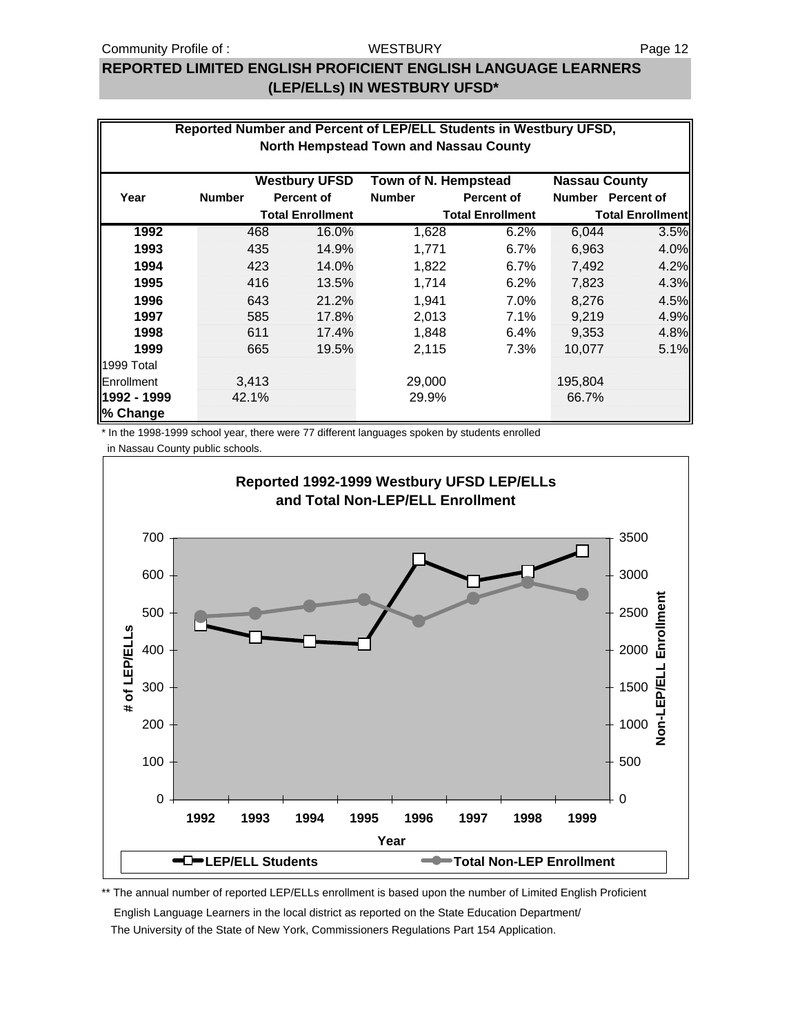## REPORTED LIMITED ENGLISH PROFICIENT ENGLISH LANGUAGE LEARNERS (LEP/ELLs) IN WESTBURY UFSD*

**Reported Number and Percent of LEP/ELL Students in Westbury UFSD, North Hempstead Town and Nassau County**

| Year | Westbury UFSD Number | Westbury UFSD Percent of Total Enrollment | Town of N. Hempstead Number | Town of N. Hempstead Percent of Total Enrollment | Nassau County Number | Nassau County Percent of Total Enrollment |
|---|---|---|---|---|---|---|
| **1992** | 468 | 16.0% | 1,628 | 6.2% | 6,044 | 3.5% |
| **1993** | 435 | 14.9% | 1,771 | 6.7% | 6,963 | 4.0% |
| **1994** | 423 | 14.0% | 1,822 | 6.7% | 7,492 | 4.2% |
| **1995** | 416 | 13.5% | 1,714 | 6.2% | 7,823 | 4.3% |
| **1996** | 643 | 21.2% | 1,941 | 7.0% | 8,276 | 4.5% |
| **1997** | 585 | 17.8% | 2,013 | 7.1% | 9,219 | 4.9% |
| **1998** | 611 | 17.4% | 1,848 | 6.4% | 9,353 | 4.8% |
| **1999** | 665 | 19.5% | 2,115 | 7.3% | 10,077 | 5.1% |
| 1999 Total Enrollment | 3,413 | | 29,000 | | 195,804 | |
| **1992 - 1999 % Change** | 42.1% | | 29.9% | | 66.7% | |

\* In the 1998-1999 school year, there were 77 different languages spoken by students enrolled in Nassau County public schools.

**Reported 1992-1999 Westbury UFSD LEP/ELLs and Total Non-LEP/ELL Enrollment**

\*\* The annual number of reported LEP/ELLs enrollment is based upon the number of Limited English Proficient English Language Learners in the local district as reported on the State Education Department/ The University of the State of New York, Commissioners Regulations Part 154 Application.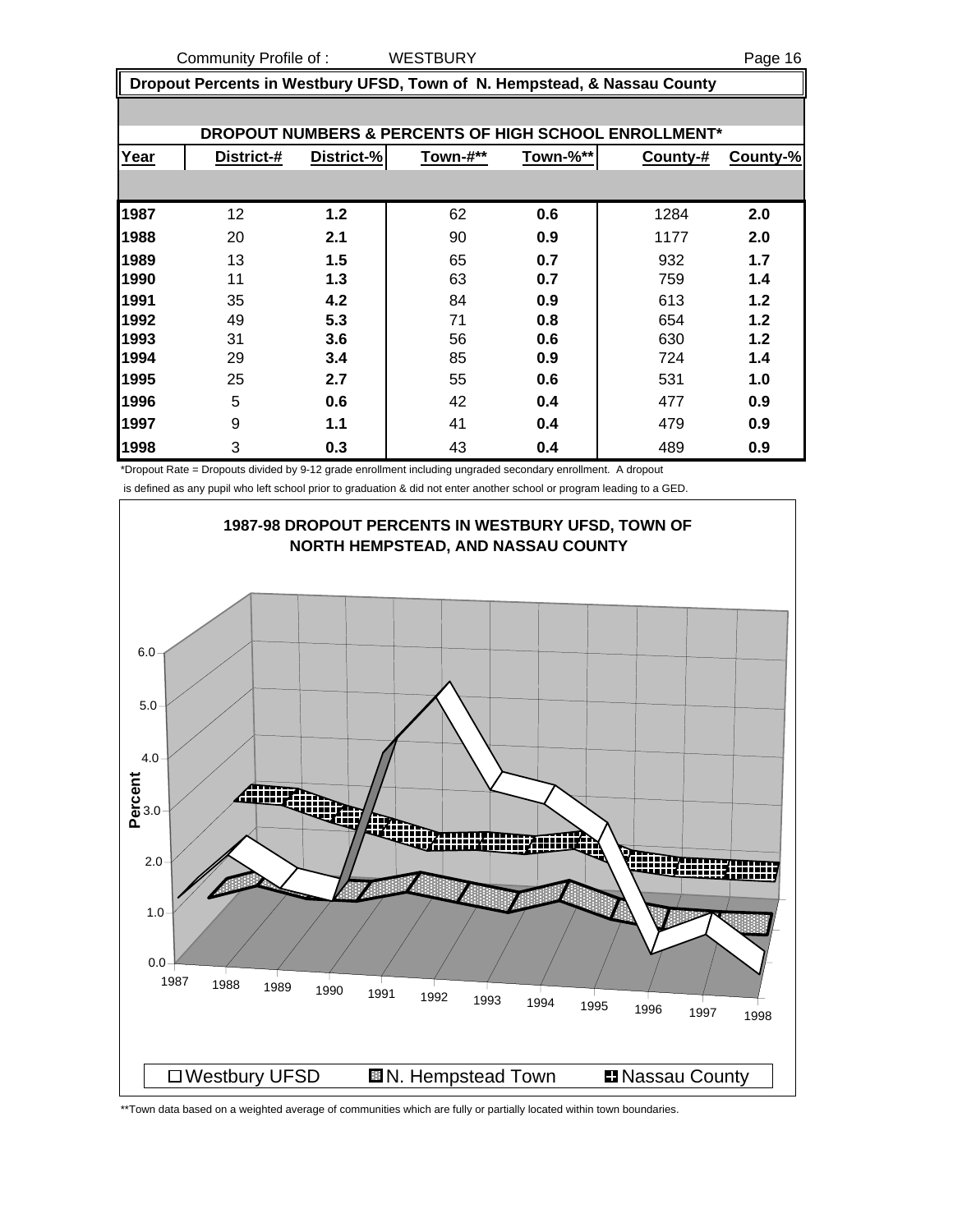Community Profile of : WESTBURY

## Dropout Percents in Westbury UFSD, Town of N. Hempstead, & Nassau County

### DROPOUT NUMBERS & PERCENTS OF HIGH SCHOOL ENROLLMENT*

| Year | District-# | District-% | Town-#** | Town-%** | County-# | County-% |
|---|---|---|---|---|---|---|
| 1987 | 12 | **1.2** | 62 | **0.6** | 1284 | **2.0** |
| 1988 | 20 | **2.1** | 90 | **0.9** | 1177 | **2.0** |
| 1989 | 13 | **1.5** | 65 | **0.7** | 932 | **1.7** |
| 1990 | 11 | **1.3** | 63 | **0.7** | 759 | **1.4** |
| 1991 | 35 | **4.2** | 84 | **0.9** | 613 | **1.2** |
| 1992 | 49 | **5.3** | 71 | **0.8** | 654 | **1.2** |
| 1993 | 31 | **3.6** | 56 | **0.6** | 630 | **1.2** |
| 1994 | 29 | **3.4** | 85 | **0.9** | 724 | **1.4** |
| 1995 | 25 | **2.7** | 55 | **0.6** | 531 | **1.0** |
| 1996 | 5 | **0.6** | 42 | **0.4** | 477 | **0.9** |
| 1997 | 9 | **1.1** | 41 | **0.4** | 479 | **0.9** |
| 1998 | 3 | **0.3** | 43 | **0.4** | 489 | **0.9** |

*Dropout Rate = Dropouts divided by 9-12 grade enrollment including ungraded secondary enrollment. A dropout is defined as any pupil who left school prior to graduation & did not enter another school or program leading to a GED.

**1987-98 DROPOUT PERCENTS IN WESTBURY UFSD, TOWN OF NORTH HEMPSTEAD, AND NASSAU COUNTY**

Percent: 0.0, 1.0, 2.0, 3.0, 4.0, 5.0, 6.0

1987 1988 1989 1990 1991 1992 1993 1994 1995 1996 1997 1998

Westbury UFSD | N. Hempstead Town | Nassau County

**Town data based on a weighted average of communities which are fully or partially located within town boundaries.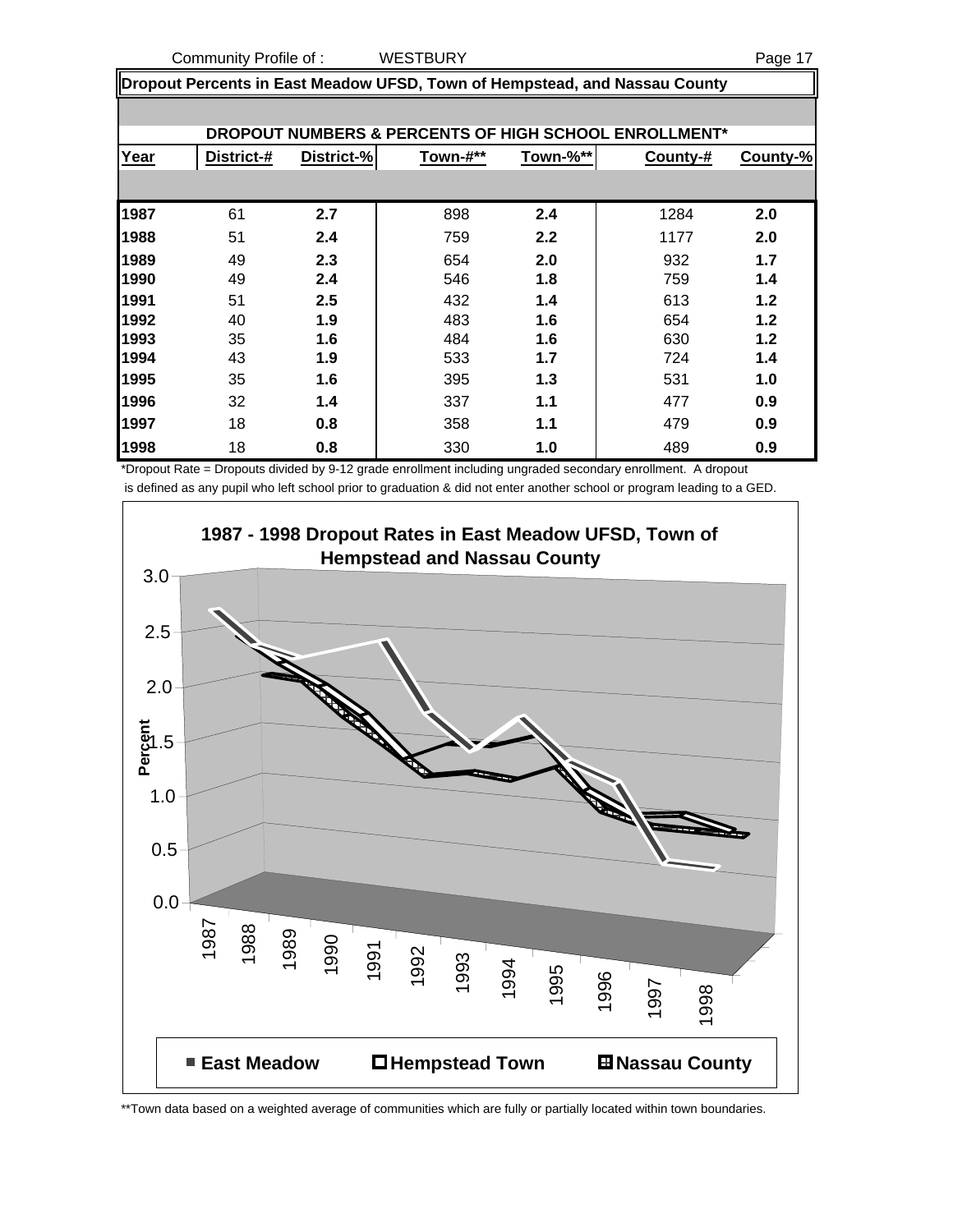## Dropout Percents in East Meadow UFSD, Town of Hempstead, and Nassau County

**DROPOUT NUMBERS & PERCENTS OF HIGH SCHOOL ENROLLMENT***

| Year | District-# | District-% | Town-#** | Town-%** | County-# | County-% |
|---|---|---|---|---|---|---|
| **1987** | 61 | **2.7** | 898 | **2.4** | 1284 | **2.0** |
| **1988** | 51 | **2.4** | 759 | **2.2** | 1177 | **2.0** |
| **1989** | 49 | **2.3** | 654 | **2.0** | 932 | **1.7** |
| **1990** | 49 | **2.4** | 546 | **1.8** | 759 | **1.4** |
| **1991** | 51 | **2.5** | 432 | **1.4** | 613 | **1.2** |
| **1992** | 40 | **1.9** | 483 | **1.6** | 654 | **1.2** |
| **1993** | 35 | **1.6** | 484 | **1.6** | 630 | **1.2** |
| **1994** | 43 | **1.9** | 533 | **1.7** | 724 | **1.4** |
| **1995** | 35 | **1.6** | 395 | **1.3** | 531 | **1.0** |
| **1996** | 32 | **1.4** | 337 | **1.1** | 477 | **0.9** |
| **1997** | 18 | **0.8** | 358 | **1.1** | 479 | **0.9** |
| **1998** | 18 | **0.8** | 330 | **1.0** | 489 | **0.9** |

*Dropout Rate = Dropouts divided by 9-12 grade enrollment including ungraded secondary enrollment. A dropout is defined as any pupil who left school prior to graduation & did not enter another school or program leading to a GED.

**1987 - 1998 Dropout Rates in East Meadow UFSD, Town of Hempstead and Nassau County**

Legend: East Meadow, Hempstead Town, Nassau County

**Town data based on a weighted average of communities which are fully or partially located within town boundaries.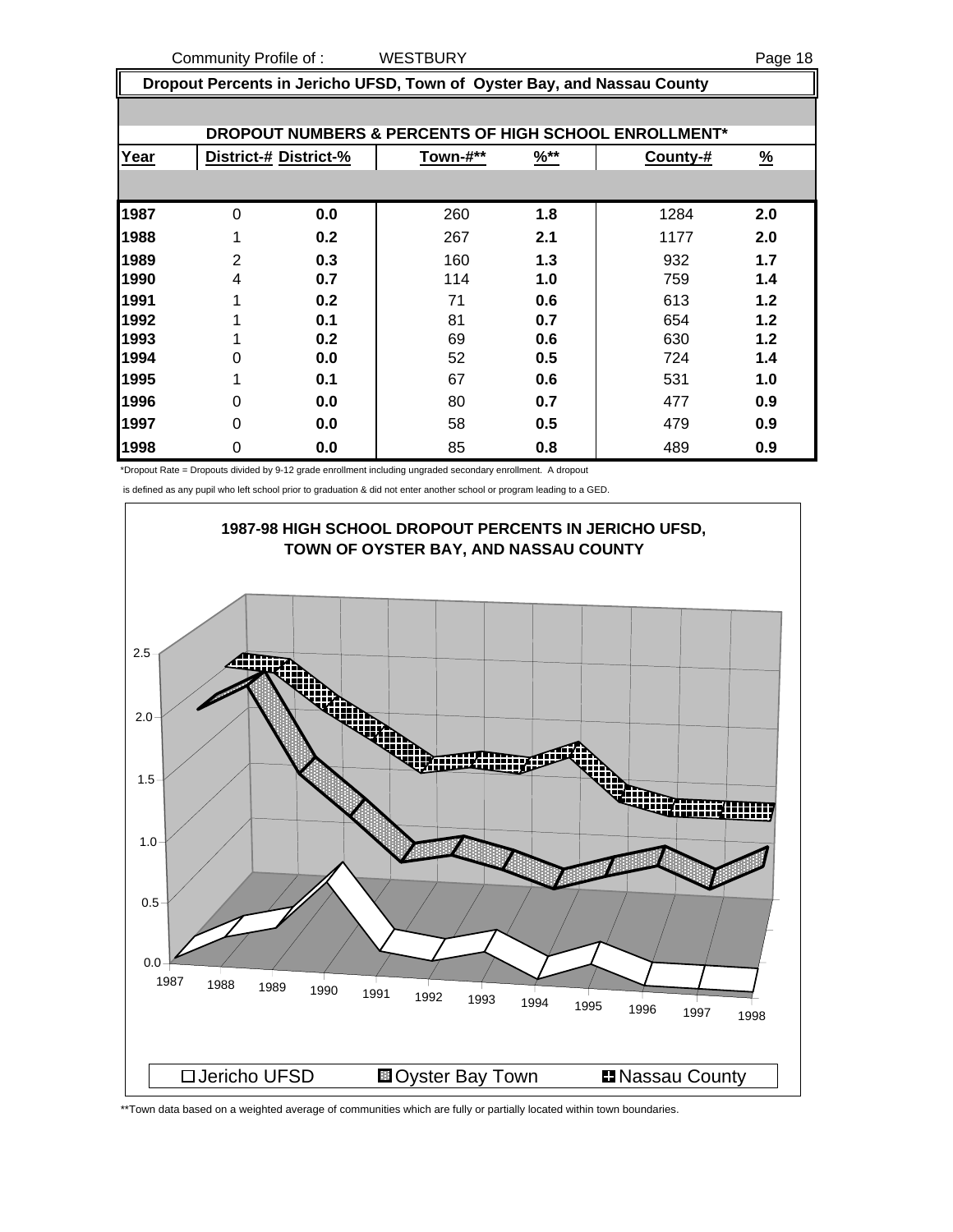## Dropout Percents in Jericho UFSD, Town of Oyster Bay, and Nassau County

**DROPOUT NUMBERS & PERCENTS OF HIGH SCHOOL ENROLLMENT***

| Year | District-# | District-% | Town-#** | %** | County-# | % |
|---|---|---|---|---|---|---|
| **1987** | 0 | **0.0** | 260 | **1.8** | 1284 | **2.0** |
| **1988** | 1 | **0.2** | 267 | **2.1** | 1177 | **2.0** |
| **1989** | 2 | **0.3** | 160 | **1.3** | 932 | **1.7** |
| **1990** | 4 | **0.7** | 114 | **1.0** | 759 | **1.4** |
| **1991** | 1 | **0.2** | 71 | **0.6** | 613 | **1.2** |
| **1992** | 1 | **0.1** | 81 | **0.7** | 654 | **1.2** |
| **1993** | 1 | **0.2** | 69 | **0.6** | 630 | **1.2** |
| **1994** | 0 | **0.0** | 52 | **0.5** | 724 | **1.4** |
| **1995** | 1 | **0.1** | 67 | **0.6** | 531 | **1.0** |
| **1996** | 0 | **0.0** | 80 | **0.7** | 477 | **0.9** |
| **1997** | 0 | **0.0** | 58 | **0.5** | 479 | **0.9** |
| **1998** | 0 | **0.0** | 85 | **0.8** | 489 | **0.9** |

*Dropout Rate = Dropouts divided by 9-12 grade enrollment including ungraded secondary enrollment. A dropout is defined as any pupil who left school prior to graduation & did not enter another school or program leading to a GED.

**1987-98 HIGH SCHOOL DROPOUT PERCENTS IN JERICHO UFSD, TOWN OF OYSTER BAY, AND NASSAU COUNTY**

Legend: Jericho UFSD, Oyster Bay Town, Nassau County

**Town data based on a weighted average of communities which are fully or partially located within town boundaries.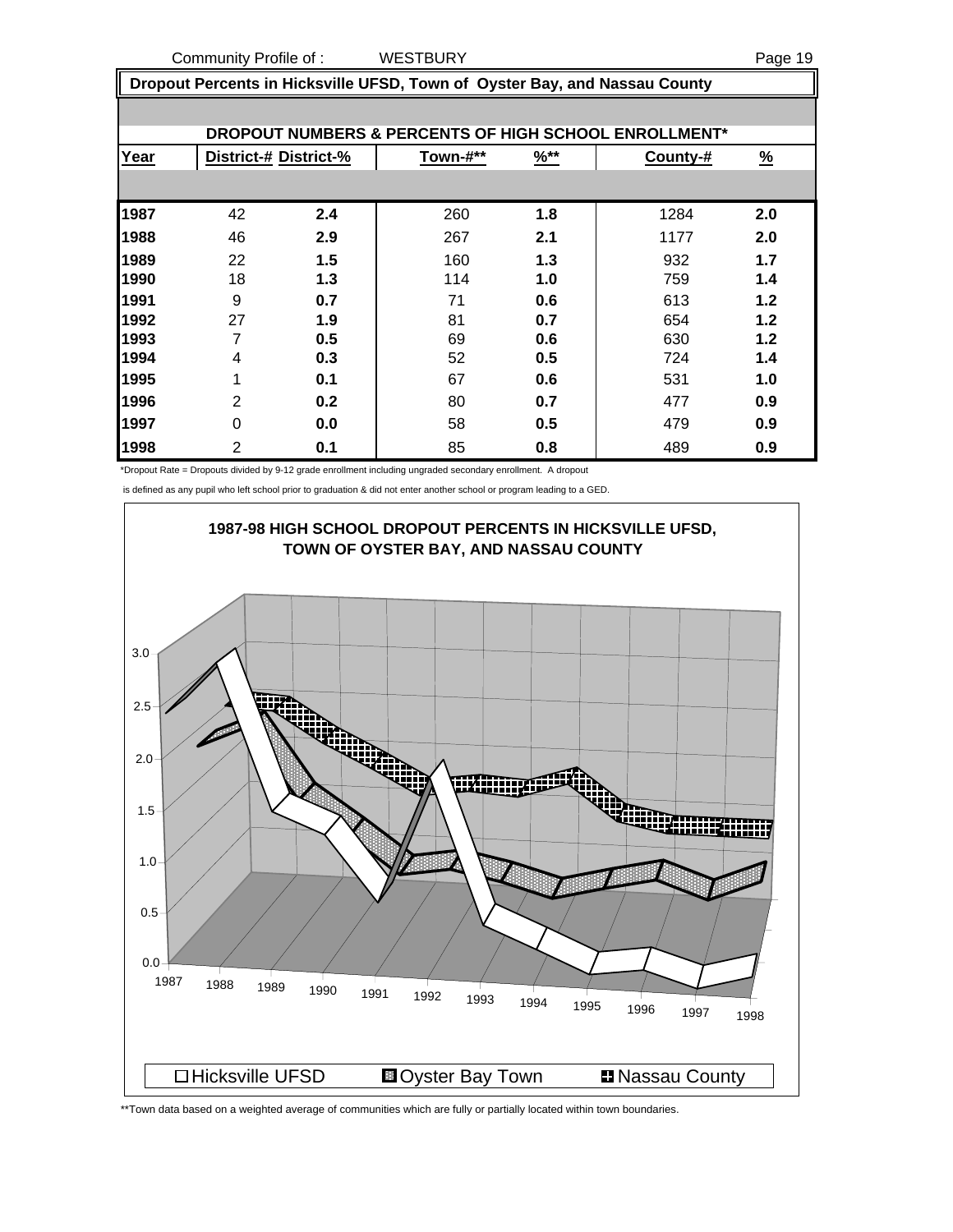## Dropout Percents in Hicksville UFSD, Town of Oyster Bay, and Nassau County

### DROPOUT NUMBERS & PERCENTS OF HIGH SCHOOL ENROLLMENT*

| Year | District-# | District-% | Town-#** | %** | County-# | % |
|---|---|---|---|---|---|---|
| 1987 | 42 | 2.4 | 260 | 1.8 | 1284 | 2.0 |
| 1988 | 46 | 2.9 | 267 | 2.1 | 1177 | 2.0 |
| 1989 | 22 | 1.5 | 160 | 1.3 | 932 | 1.7 |
| 1990 | 18 | 1.3 | 114 | 1.0 | 759 | 1.4 |
| 1991 | 9 | 0.7 | 71 | 0.6 | 613 | 1.2 |
| 1992 | 27 | 1.9 | 81 | 0.7 | 654 | 1.2 |
| 1993 | 7 | 0.5 | 69 | 0.6 | 630 | 1.2 |
| 1994 | 4 | 0.3 | 52 | 0.5 | 724 | 1.4 |
| 1995 | 1 | 0.1 | 67 | 0.6 | 531 | 1.0 |
| 1996 | 2 | 0.2 | 80 | 0.7 | 477 | 0.9 |
| 1997 | 0 | 0.0 | 58 | 0.5 | 479 | 0.9 |
| 1998 | 2 | 0.1 | 85 | 0.8 | 489 | 0.9 |

*Dropout Rate = Dropouts divided by 9-12 grade enrollment including ungraded secondary enrollment. A dropout is defined as any pupil who left school prior to graduation & did not enter another school or program leading to a GED.

**1987-98 HIGH SCHOOL DROPOUT PERCENTS IN HICKSVILLE UFSD, TOWN OF OYSTER BAY, AND NASSAU COUNTY**

Legend: Hicksville UFSD, Oyster Bay Town, Nassau County

**Town data based on a weighted average of communities which are fully or partially located within town boundaries.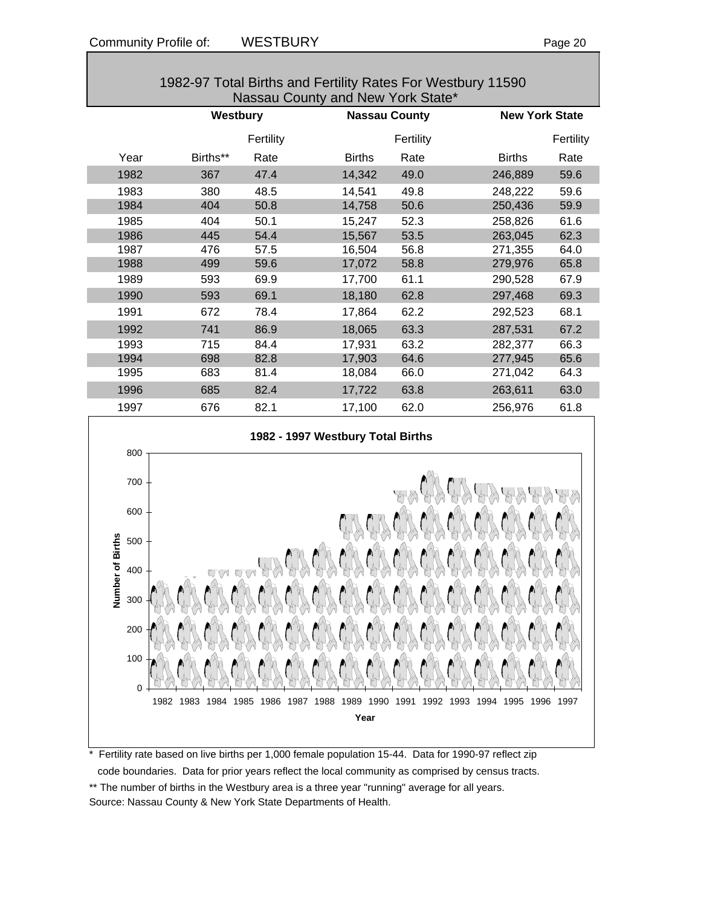## 1982-97 Total Births and Fertility Rates For Westbury 11590 Nassau County and New York State*

| | Westbury | | Nassau County | | New York State | |
|---|---|---|---|---|---|---|
| Year | Births** | Fertility Rate | Births | Fertility Rate | Births | Fertility Rate |
| 1982 | 367 | 47.4 | 14,342 | 49.0 | 246,889 | 59.6 |
| 1983 | 380 | 48.5 | 14,541 | 49.8 | 248,222 | 59.6 |
| 1984 | 404 | 50.8 | 14,758 | 50.6 | 250,436 | 59.9 |
| 1985 | 404 | 50.1 | 15,247 | 52.3 | 258,826 | 61.6 |
| 1986 | 445 | 54.4 | 15,567 | 53.5 | 263,045 | 62.3 |
| 1987 | 476 | 57.5 | 16,504 | 56.8 | 271,355 | 64.0 |
| 1988 | 499 | 59.6 | 17,072 | 58.8 | 279,976 | 65.8 |
| 1989 | 593 | 69.9 | 17,700 | 61.1 | 290,528 | 67.9 |
| 1990 | 593 | 69.1 | 18,180 | 62.8 | 297,468 | 69.3 |
| 1991 | 672 | 78.4 | 17,864 | 62.2 | 292,523 | 68.1 |
| 1992 | 741 | 86.9 | 18,065 | 63.3 | 287,531 | 67.2 |
| 1993 | 715 | 84.4 | 17,931 | 63.2 | 282,377 | 66.3 |
| 1994 | 698 | 82.8 | 17,903 | 64.6 | 277,945 | 65.6 |
| 1995 | 683 | 81.4 | 18,084 | 66.0 | 271,042 | 64.3 |
| 1996 | 685 | 82.4 | 17,722 | 63.8 | 263,611 | 63.0 |
| 1997 | 676 | 82.1 | 17,100 | 62.0 | 256,976 | 61.8 |

**1982 - 1997 Westbury Total Births**

| Year | Number of Births |
|---|---|
| 1982 | 367 |
| 1983 | 380 |
| 1984 | 404 |
| 1985 | 404 |
| 1986 | 445 |
| 1987 | 476 |
| 1988 | 499 |
| 1989 | 593 |
| 1990 | 593 |
| 1991 | 672 |
| 1992 | 741 |
| 1993 | 715 |
| 1994 | 698 |
| 1995 | 683 |
| 1996 | 685 |
| 1997 | 676 |

\* Fertility rate based on live births per 1,000 female population 15-44. Data for 1990-97 reflect zip code boundaries. Data for prior years reflect the local community as comprised by census tracts.

** The number of births in the Westbury area is a three year "running" average for all years.

Source: Nassau County & New York State Departments of Health.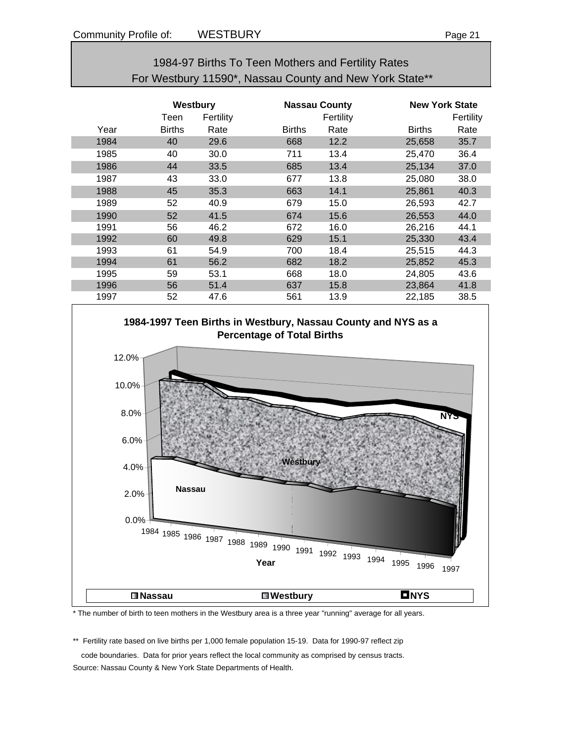# 1984-97 Births To Teen Mothers and Fertility Rates
## For Westbury 11590*, Nassau County and New York State**

| | Westbury | | Nassau County | | New York State | |
|---|---|---|---|---|---|---|
| | Teen | Fertility | | Fertility | | Fertility |
| Year | Births | Rate | Births | Rate | Births | Rate |
| 1984 | 40 | 29.6 | 668 | 12.2 | 25,658 | 35.7 |
| 1985 | 40 | 30.0 | 711 | 13.4 | 25,470 | 36.4 |
| 1986 | 44 | 33.5 | 685 | 13.4 | 25,134 | 37.0 |
| 1987 | 43 | 33.0 | 677 | 13.8 | 25,080 | 38.0 |
| 1988 | 45 | 35.3 | 663 | 14.1 | 25,861 | 40.3 |
| 1989 | 52 | 40.9 | 679 | 15.0 | 26,593 | 42.7 |
| 1990 | 52 | 41.5 | 674 | 15.6 | 26,553 | 44.0 |
| 1991 | 56 | 46.2 | 672 | 16.0 | 26,216 | 44.1 |
| 1992 | 60 | 49.8 | 629 | 15.1 | 25,330 | 43.4 |
| 1993 | 61 | 54.9 | 700 | 18.4 | 25,515 | 44.3 |
| 1994 | 61 | 56.2 | 682 | 18.2 | 25,852 | 45.3 |
| 1995 | 59 | 53.1 | 668 | 18.0 | 24,805 | 43.6 |
| 1996 | 56 | 51.4 | 637 | 15.8 | 23,864 | 41.8 |
| 1997 | 52 | 47.6 | 561 | 13.9 | 22,185 | 38.5 |

**1984-1997 Teen Births in Westbury, Nassau County and NYS as a Percentage of Total Births**

\* The number of birth to teen mothers in the Westbury area is a three year "running" average for all years.

\*\* Fertility rate based on live births per 1,000 female population 15-19. Data for 1990-97 reflect zip code boundaries. Data for prior years reflect the local community as comprised by census tracts.

Source: Nassau County & New York State Departments of Health.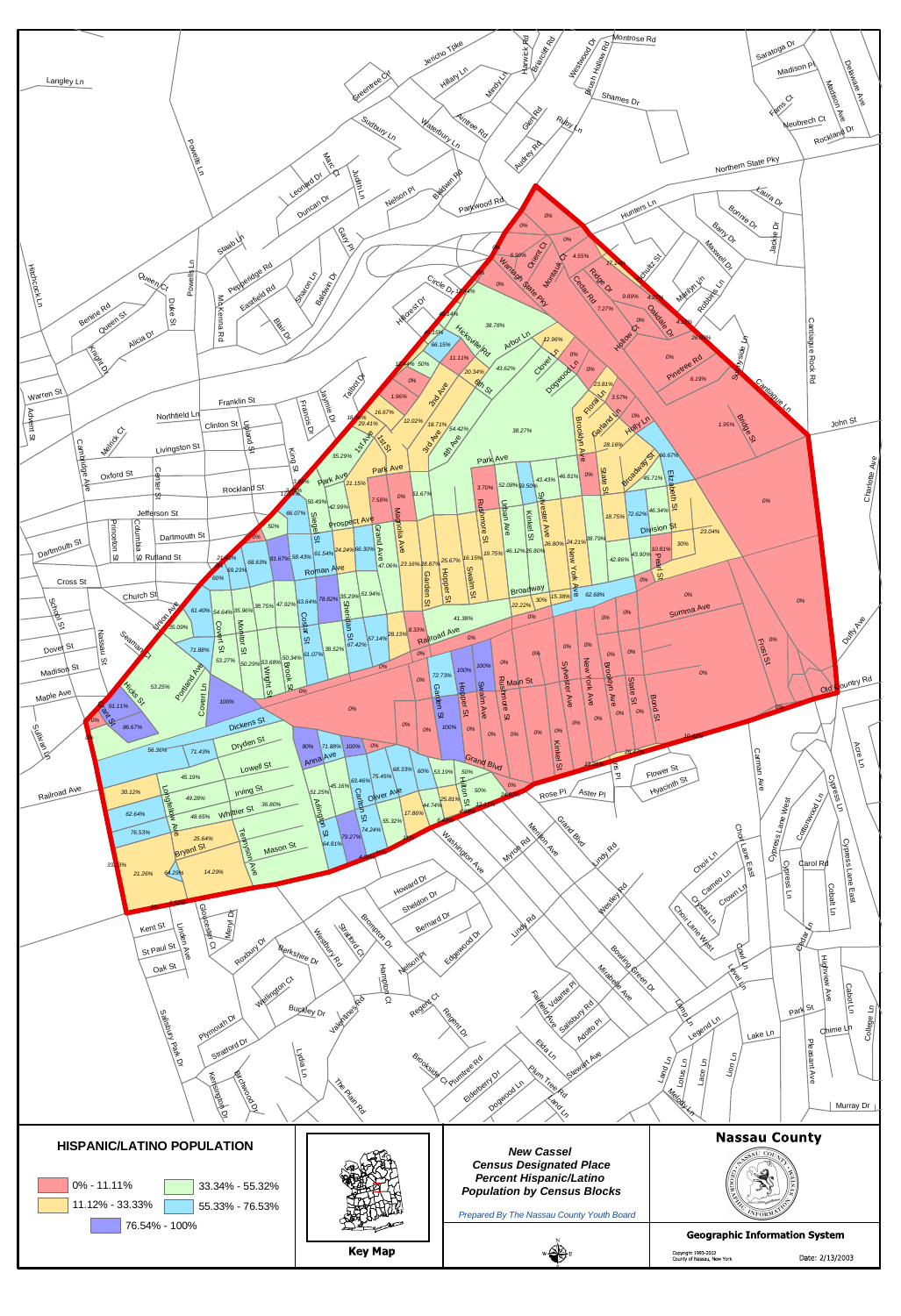**HISPANIC/LATINO POPULATION**

- 0% - 11.11%
- 11.12% - 33.33%
- 33.34% - 55.32%
- 55.33% - 76.53%
- 76.54% - 100%

Key Map

*New Cassel*
*Census Designated Place*
*Percent Hispanic/Latino*
*Population by Census Blocks*

*Prepared By The Nassau County Youth Board*

**Nassau County**

**Geographic Information System**

Copyright 1993-2012
County of Nassau, New York

Date: 2/13/2003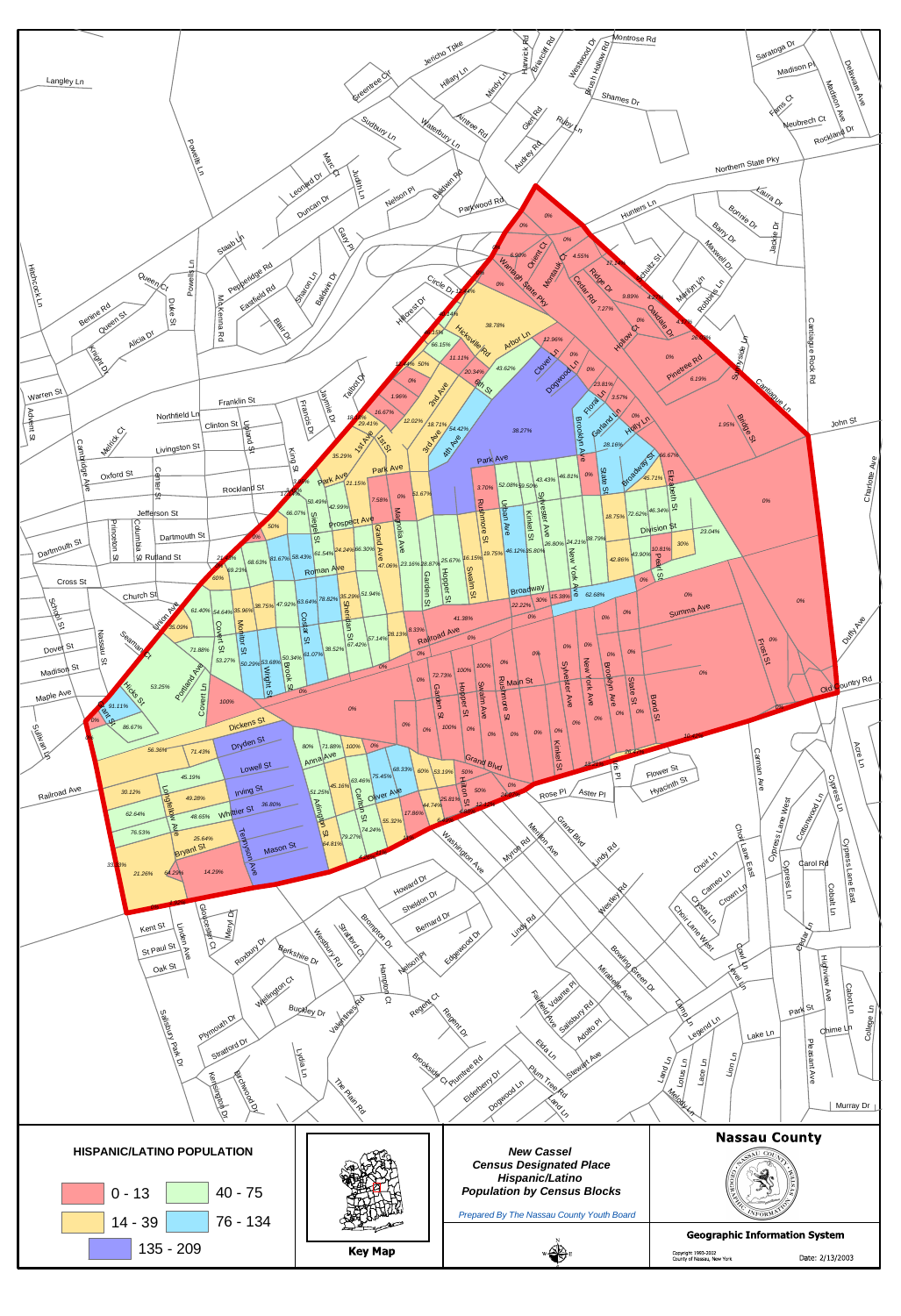**HISPANIC/LATINO POPULATION**

- 0 - 13
- 14 - 39
- 40 - 75
- 76 - 134
- 135 - 209

**Key Map**

*New Cassel*
*Census Designated Place*
*Hispanic/Latino*
*Population by Census Blocks*

*Prepared By The Nassau County Youth Board*

**Nassau County**

**Geographic Information System**

Copyright 1993-2002
County of Nassau, New York

Date: 2/13/2003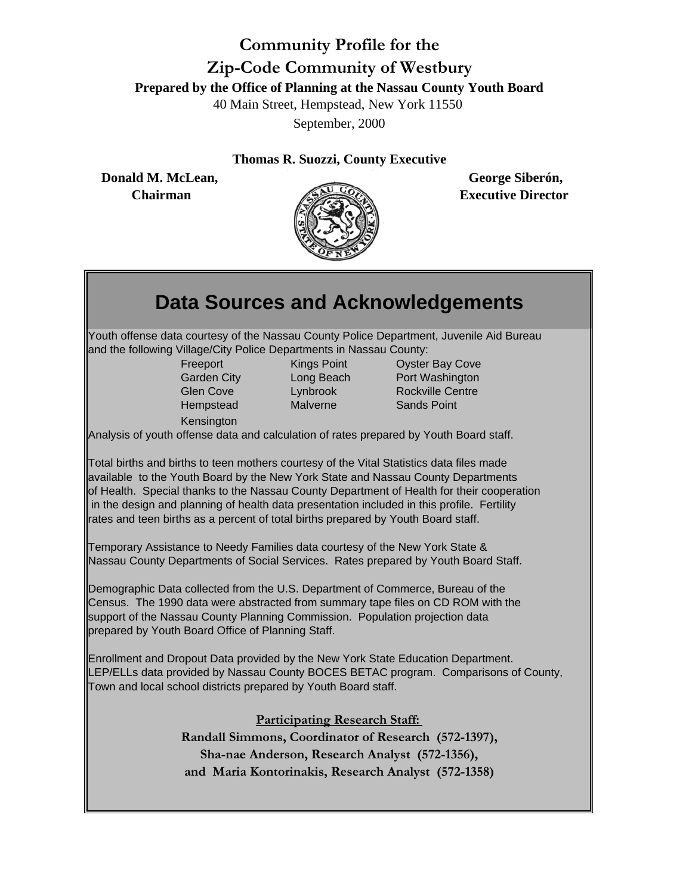# Community Profile for the Zip-Code Community of Westbury

**Prepared by the Office of Planning at the Nassau County Youth Board**

40 Main Street, Hempstead, New York 11550

September, 2000

**Thomas R. Suozzi, County Executive**

**Donald M. McLean, Chairman**

**George Siberón, Executive Director**

## Data Sources and Acknowledgements

Youth offense data courtesy of the Nassau County Police Department, Juvenile Aid Bureau and the following Village/City Police Departments in Nassau County:

| | | |
|---|---|---|
| Freeport | Kings Point | Oyster Bay Cove |
| Garden City | Long Beach | Port Washington |
| Glen Cove | Lynbrook | Rockville Centre |
| Hempstead | Malverne | Sands Point |
| Kensington | | |

Analysis of youth offense data and calculation of rates prepared by Youth Board staff.

Total births and births to teen mothers courtesy of the Vital Statistics data files made available to the Youth Board by the New York State and Nassau County Departments of Health. Special thanks to the Nassau County Department of Health for their cooperation in the design and planning of health data presentation included in this profile. Fertility rates and teen births as a percent of total births prepared by Youth Board staff.

Temporary Assistance to Needy Families data courtesy of the New York State & Nassau County Departments of Social Services. Rates prepared by Youth Board Staff.

Demographic Data collected from the U.S. Department of Commerce, Bureau of the Census. The 1990 data were abstracted from summary tape files on CD ROM with the support of the Nassau County Planning Commission. Population projection data prepared by Youth Board Office of Planning Staff.

Enrollment and Dropout Data provided by the New York State Education Department. LEP/ELLs data provided by Nassau County BOCES BETAC program. Comparisons of County, Town and local school districts prepared by Youth Board staff.

**Participating Research Staff:**

**Randall Simmons, Coordinator of Research (572-1397),**

**Sha-nae Anderson, Research Analyst (572-1356),**

**and Maria Kontorinakis, Research Analyst (572-1358)**